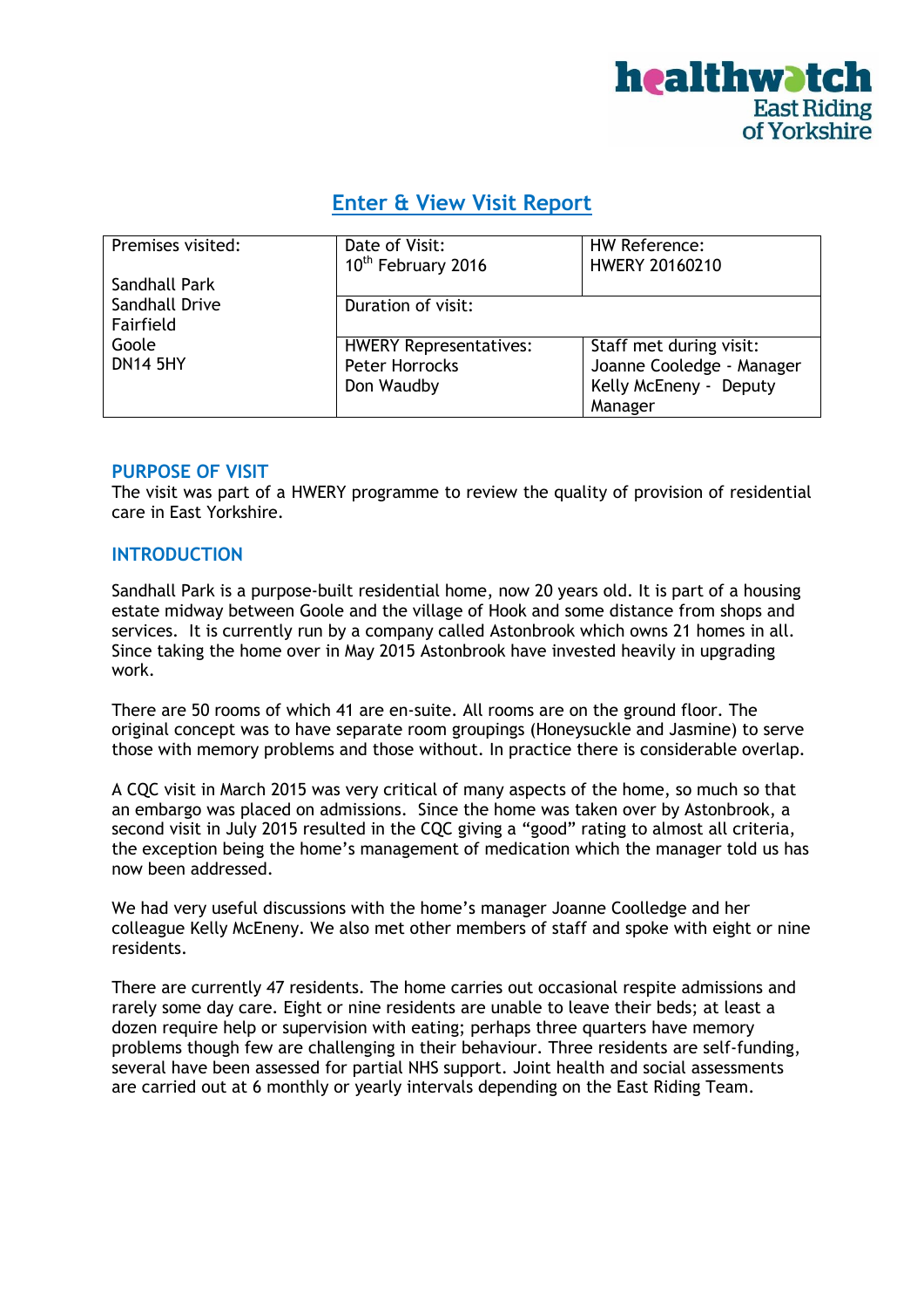healthwatch East Riding of Yorkshire

# Enter & View Visit Report

| Premises visited: | Date of Visit: | HW Reference: |
|---|---|---|
| Sandhall Park<br>Sandhall Drive<br>Fairfield<br>Goole<br>DN14 5HY | 10th February 2016 | HWERY 20160210 |
| | Duration of visit: | |
| | HWERY Representatives:<br>Peter Horrocks<br>Don Waudby | Staff met during visit:<br>Joanne Cooledge - Manager<br>Kelly McEneny - Deputy Manager |

## PURPOSE OF VISIT

The visit was part of a HWERY programme to review the quality of provision of residential care in East Yorkshire.

## INTRODUCTION

Sandhall Park is a purpose-built residential home, now 20 years old. It is part of a housing estate midway between Goole and the village of Hook and some distance from shops and services. It is currently run by a company called Astonbrook which owns 21 homes in all. Since taking the home over in May 2015 Astonbrook have invested heavily in upgrading work.

There are 50 rooms of which 41 are en-suite. All rooms are on the ground floor. The original concept was to have separate room groupings (Honeysuckle and Jasmine) to serve those with memory problems and those without. In practice there is considerable overlap.

A CQC visit in March 2015 was very critical of many aspects of the home, so much so that an embargo was placed on admissions. Since the home was taken over by Astonbrook, a second visit in July 2015 resulted in the CQC giving a "good" rating to almost all criteria, the exception being the home's management of medication which the manager told us has now been addressed.

We had very useful discussions with the home's manager Joanne Coolledge and her colleague Kelly McEneny. We also met other members of staff and spoke with eight or nine residents.

There are currently 47 residents. The home carries out occasional respite admissions and rarely some day care. Eight or nine residents are unable to leave their beds; at least a dozen require help or supervision with eating; perhaps three quarters have memory problems though few are challenging in their behaviour. Three residents are self-funding, several have been assessed for partial NHS support. Joint health and social assessments are carried out at 6 monthly or yearly intervals depending on the East Riding Team.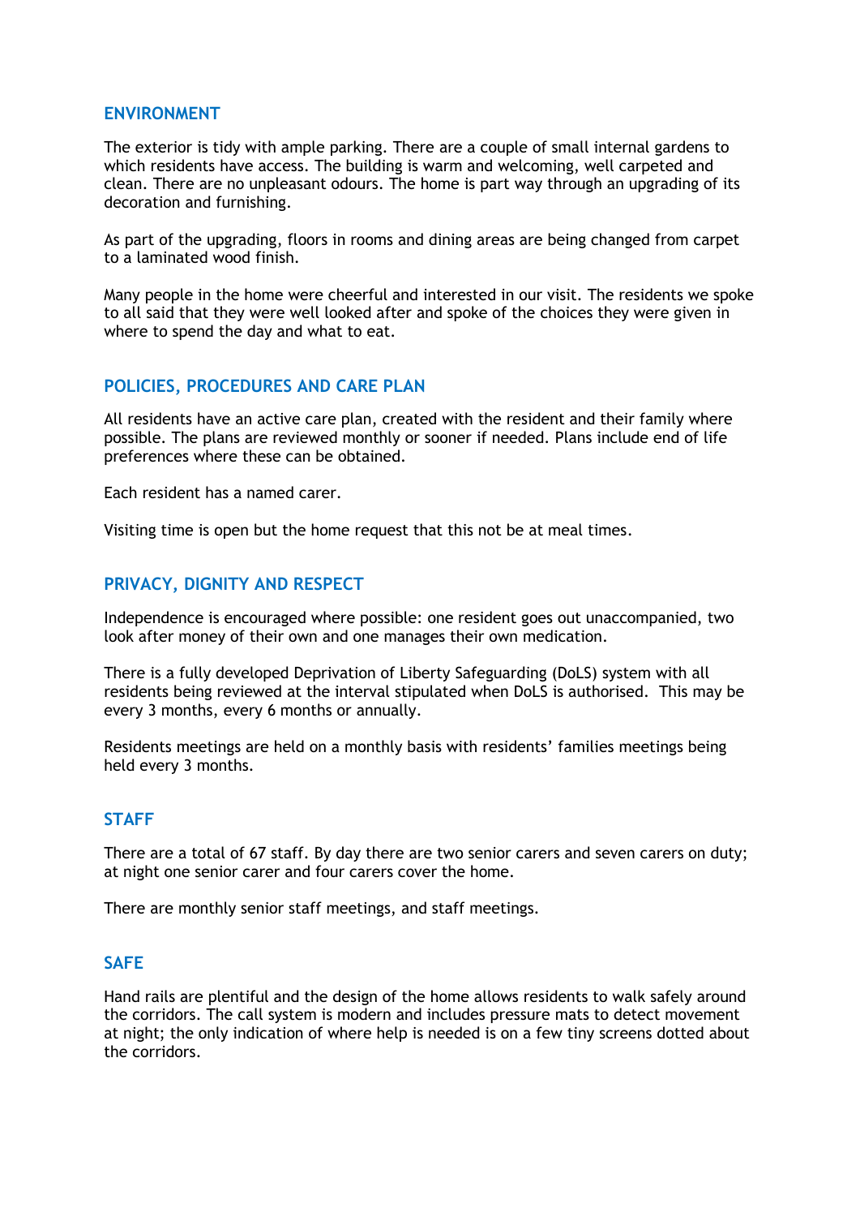## ENVIRONMENT

The exterior is tidy with ample parking. There are a couple of small internal gardens to which residents have access. The building is warm and welcoming, well carpeted and clean. There are no unpleasant odours. The home is part way through an upgrading of its decoration and furnishing.

As part of the upgrading, floors in rooms and dining areas are being changed from carpet to a laminated wood finish.

Many people in the home were cheerful and interested in our visit. The residents we spoke to all said that they were well looked after and spoke of the choices they were given in where to spend the day and what to eat.

## POLICIES, PROCEDURES AND CARE PLAN

All residents have an active care plan, created with the resident and their family where possible. The plans are reviewed monthly or sooner if needed. Plans include end of life preferences where these can be obtained.

Each resident has a named carer.

Visiting time is open but the home request that this not be at meal times.

## PRIVACY, DIGNITY AND RESPECT

Independence is encouraged where possible: one resident goes out unaccompanied, two look after money of their own and one manages their own medication.

There is a fully developed Deprivation of Liberty Safeguarding (DoLS) system with all residents being reviewed at the interval stipulated when DoLS is authorised. This may be every 3 months, every 6 months or annually.

Residents meetings are held on a monthly basis with residents' families meetings being held every 3 months.

## STAFF

There are a total of 67 staff. By day there are two senior carers and seven carers on duty; at night one senior carer and four carers cover the home.

There are monthly senior staff meetings, and staff meetings.

## SAFE

Hand rails are plentiful and the design of the home allows residents to walk safely around the corridors. The call system is modern and includes pressure mats to detect movement at night; the only indication of where help is needed is on a few tiny screens dotted about the corridors.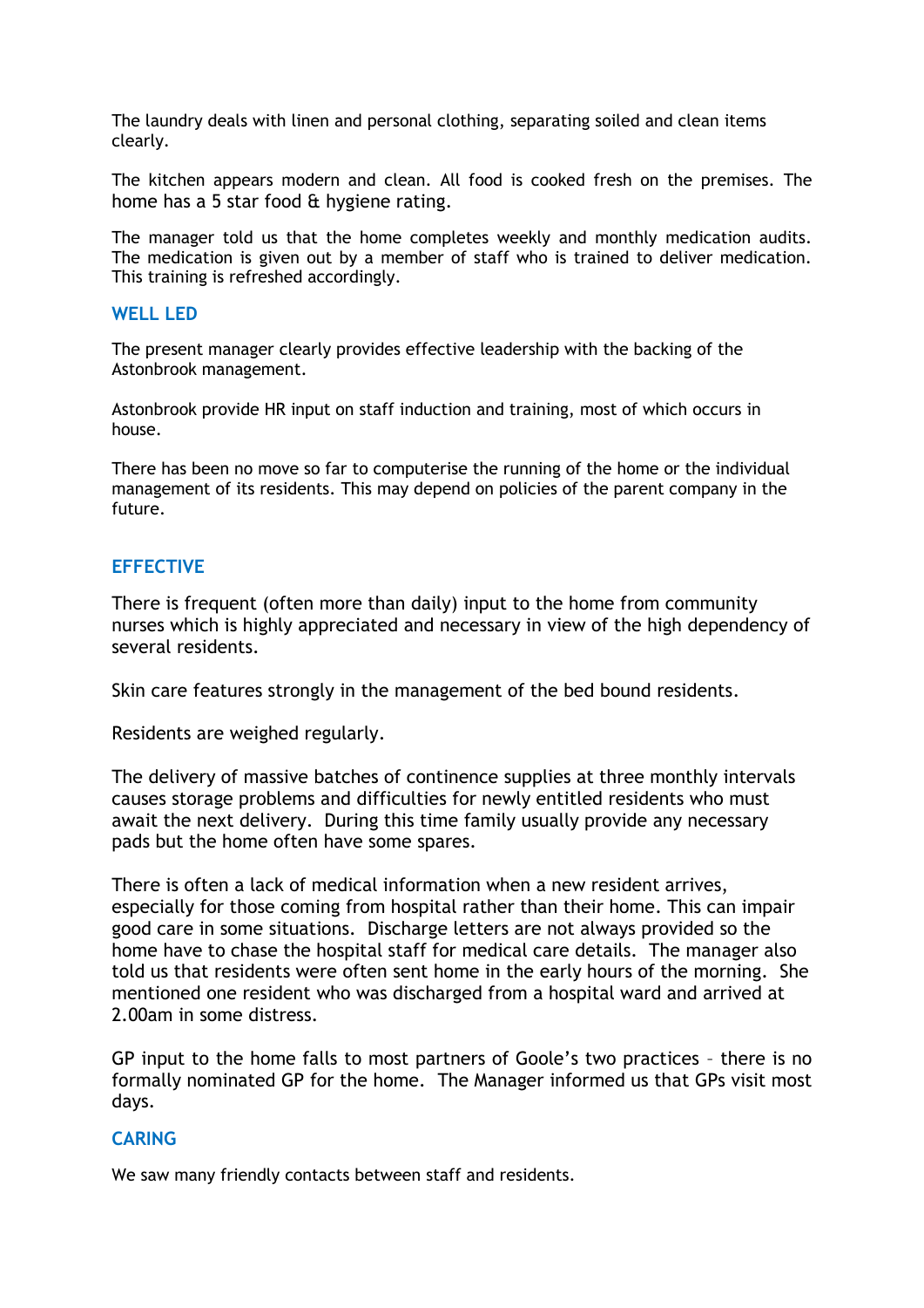The laundry deals with linen and personal clothing, separating soiled and clean items clearly.

The kitchen appears modern and clean. All food is cooked fresh on the premises. The home has a 5 star food & hygiene rating.

The manager told us that the home completes weekly and monthly medication audits. The medication is given out by a member of staff who is trained to deliver medication. This training is refreshed accordingly.

## WELL LED

The present manager clearly provides effective leadership with the backing of the Astonbrook management.

Astonbrook provide HR input on staff induction and training, most of which occurs in house.

There has been no move so far to computerise the running of the home or the individual management of its residents. This may depend on policies of the parent company in the future.

## EFFECTIVE

There is frequent (often more than daily) input to the home from community nurses which is highly appreciated and necessary in view of the high dependency of several residents.

Skin care features strongly in the management of the bed bound residents.

Residents are weighed regularly.

The delivery of massive batches of continence supplies at three monthly intervals causes storage problems and difficulties for newly entitled residents who must await the next delivery. During this time family usually provide any necessary pads but the home often have some spares.

There is often a lack of medical information when a new resident arrives, especially for those coming from hospital rather than their home. This can impair good care in some situations. Discharge letters are not always provided so the home have to chase the hospital staff for medical care details. The manager also told us that residents were often sent home in the early hours of the morning. She mentioned one resident who was discharged from a hospital ward and arrived at 2.00am in some distress.

GP input to the home falls to most partners of Goole's two practices – there is no formally nominated GP for the home. The Manager informed us that GPs visit most days.

## CARING

We saw many friendly contacts between staff and residents.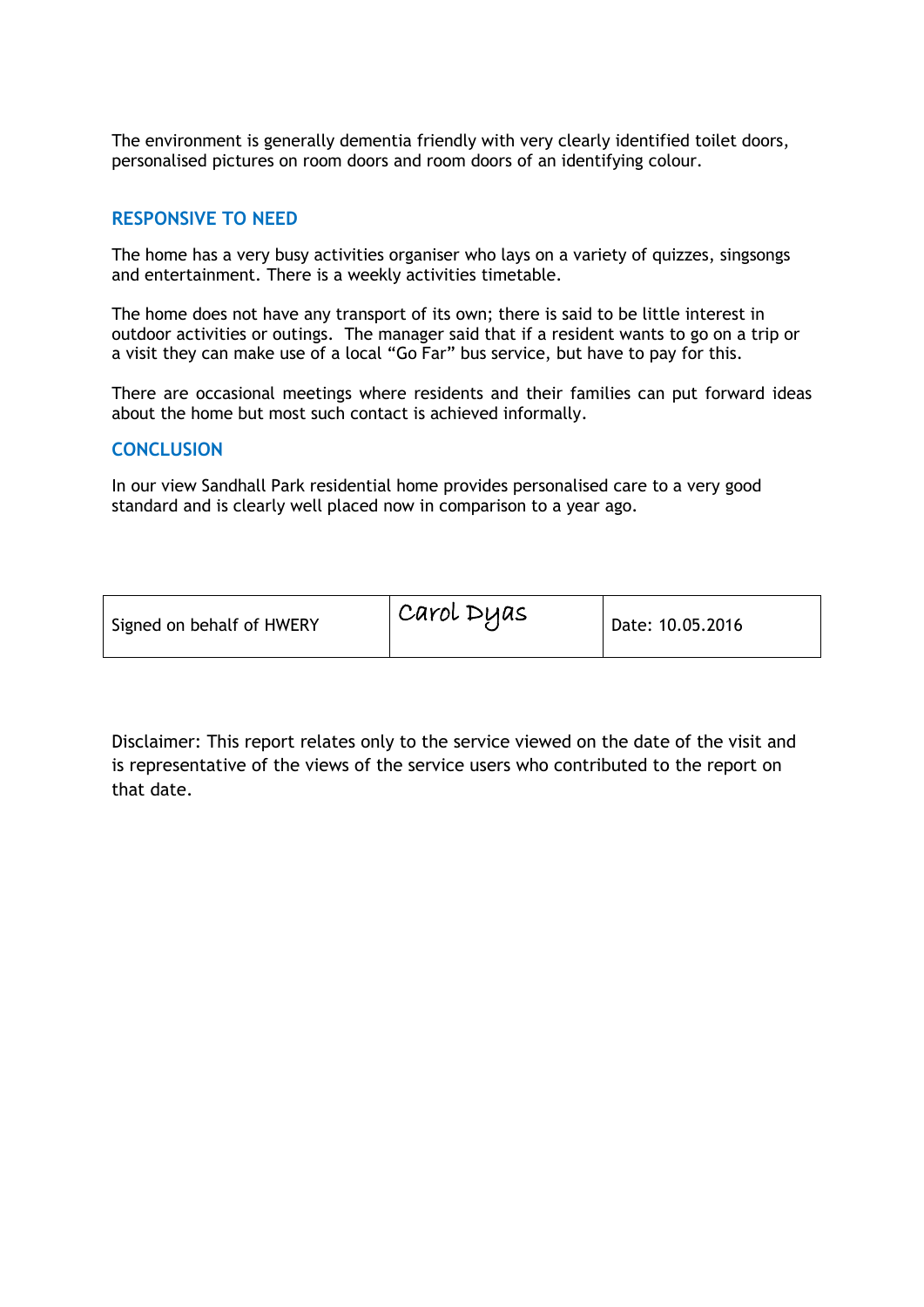The environment is generally dementia friendly with very clearly identified toilet doors, personalised pictures on room doors and room doors of an identifying colour.

## RESPONSIVE TO NEED

The home has a very busy activities organiser who lays on a variety of quizzes, singsongs and entertainment. There is a weekly activities timetable.

The home does not have any transport of its own; there is said to be little interest in outdoor activities or outings. The manager said that if a resident wants to go on a trip or a visit they can make use of a local "Go Far" bus service, but have to pay for this.

There are occasional meetings where residents and their families can put forward ideas about the home but most such contact is achieved informally.

## CONCLUSION

In our view Sandhall Park residential home provides personalised care to a very good standard and is clearly well placed now in comparison to a year ago.

| | | |
|---|---|---|
| Signed on behalf of HWERY | Carol Dyas | Date: 10.05.2016 |

Disclaimer: This report relates only to the service viewed on the date of the visit and is representative of the views of the service users who contributed to the report on that date.